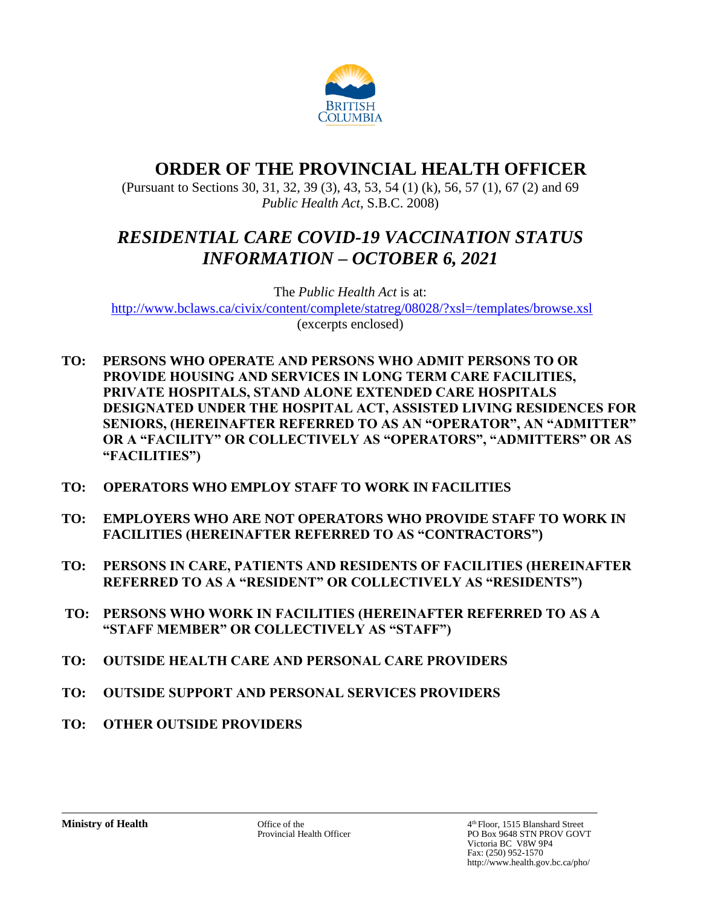# ORDER OF THE PROVINCIAL HEALTH OFFICER

(Pursuant to Sections 30, 31, 32, 39 (3), 43, 53, 54 (1) (k), 56, 57 (1), 67 (2) and 69 *Public Health Act*, S.B.C. 2008)

## *RESIDENTIAL CARE COVID-19 VACCINATION STATUS INFORMATION – OCTOBER 6, 2021*

The *Public Health Act* is at:
http://www.bclaws.ca/civix/content/complete/statreg/08028/?xsl=/templates/browse.xsl
(excerpts enclosed)

**TO: PERSONS WHO OPERATE AND PERSONS WHO ADMIT PERSONS TO OR PROVIDE HOUSING AND SERVICES IN LONG TERM CARE FACILITIES, PRIVATE HOSPITALS, STAND ALONE EXTENDED CARE HOSPITALS DESIGNATED UNDER THE HOSPITAL ACT, ASSISTED LIVING RESIDENCES FOR SENIORS, (HEREINAFTER REFERRED TO AS AN "OPERATOR", AN "ADMITTER" OR A "FACILITY" OR COLLECTIVELY AS "OPERATORS", "ADMITTERS" OR AS "FACILITIES")**

**TO: OPERATORS WHO EMPLOY STAFF TO WORK IN FACILITIES**

**TO: EMPLOYERS WHO ARE NOT OPERATORS WHO PROVIDE STAFF TO WORK IN FACILITIES (HEREINAFTER REFERRED TO AS "CONTRACTORS")**

**TO: PERSONS IN CARE, PATIENTS AND RESIDENTS OF FACILITIES (HEREINAFTER REFERRED TO AS A "RESIDENT" OR COLLECTIVELY AS "RESIDENTS")**

**TO: PERSONS WHO WORK IN FACILITIES (HEREINAFTER REFERRED TO AS A "STAFF MEMBER" OR COLLECTIVELY AS "STAFF")**

**TO: OUTSIDE HEALTH CARE AND PERSONAL CARE PROVIDERS**

**TO: OUTSIDE SUPPORT AND PERSONAL SERVICES PROVIDERS**

**TO: OTHER OUTSIDE PROVIDERS**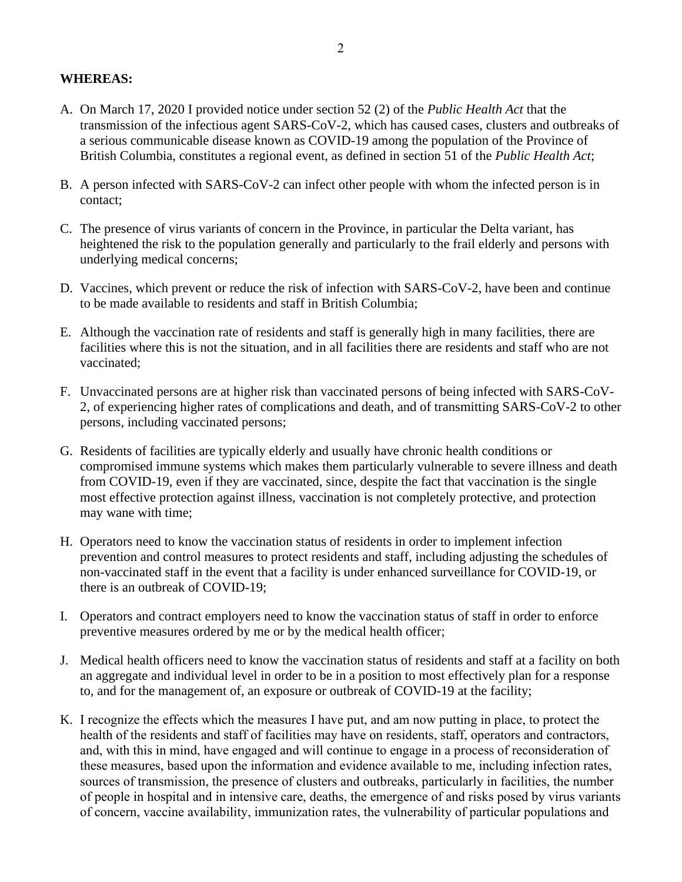**WHEREAS:**

A. On March 17, 2020 I provided notice under section 52 (2) of the *Public Health Act* that the transmission of the infectious agent SARS-CoV-2, which has caused cases, clusters and outbreaks of a serious communicable disease known as COVID-19 among the population of the Province of British Columbia, constitutes a regional event, as defined in section 51 of the *Public Health Act*;

B. A person infected with SARS-CoV-2 can infect other people with whom the infected person is in contact;

C. The presence of virus variants of concern in the Province, in particular the Delta variant, has heightened the risk to the population generally and particularly to the frail elderly and persons with underlying medical concerns;

D. Vaccines, which prevent or reduce the risk of infection with SARS-CoV-2, have been and continue to be made available to residents and staff in British Columbia;

E. Although the vaccination rate of residents and staff is generally high in many facilities, there are facilities where this is not the situation, and in all facilities there are residents and staff who are not vaccinated;

F. Unvaccinated persons are at higher risk than vaccinated persons of being infected with SARS-CoV-2, of experiencing higher rates of complications and death, and of transmitting SARS-CoV-2 to other persons, including vaccinated persons;

G. Residents of facilities are typically elderly and usually have chronic health conditions or compromised immune systems which makes them particularly vulnerable to severe illness and death from COVID-19, even if they are vaccinated, since, despite the fact that vaccination is the single most effective protection against illness, vaccination is not completely protective, and protection may wane with time;

H. Operators need to know the vaccination status of residents in order to implement infection prevention and control measures to protect residents and staff, including adjusting the schedules of non-vaccinated staff in the event that a facility is under enhanced surveillance for COVID-19, or there is an outbreak of COVID-19;

I. Operators and contract employers need to know the vaccination status of staff in order to enforce preventive measures ordered by me or by the medical health officer;

J. Medical health officers need to know the vaccination status of residents and staff at a facility on both an aggregate and individual level in order to be in a position to most effectively plan for a response to, and for the management of, an exposure or outbreak of COVID-19 at the facility;

K. I recognize the effects which the measures I have put, and am now putting in place, to protect the health of the residents and staff of facilities may have on residents, staff, operators and contractors, and, with this in mind, have engaged and will continue to engage in a process of reconsideration of these measures, based upon the information and evidence available to me, including infection rates, sources of transmission, the presence of clusters and outbreaks, particularly in facilities, the number of people in hospital and in intensive care, deaths, the emergence of and risks posed by virus variants of concern, vaccine availability, immunization rates, the vulnerability of particular populations and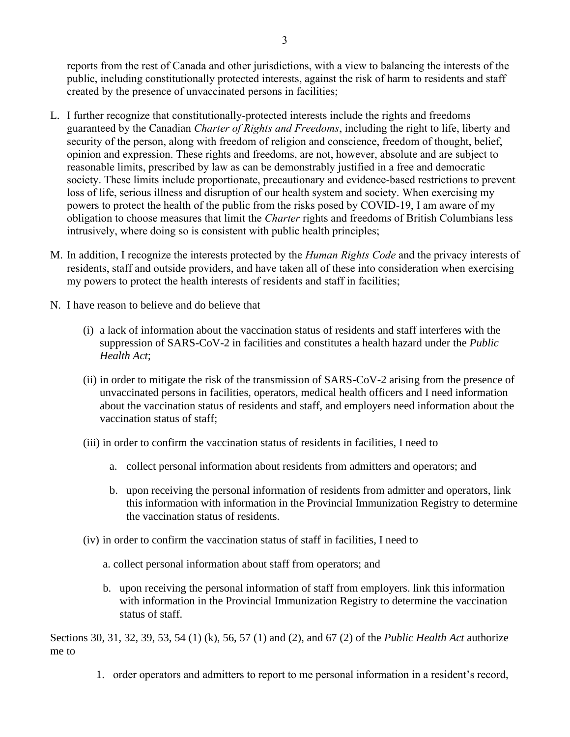reports from the rest of Canada and other jurisdictions, with a view to balancing the interests of the public, including constitutionally protected interests, against the risk of harm to residents and staff created by the presence of unvaccinated persons in facilities;

L. I further recognize that constitutionally-protected interests include the rights and freedoms guaranteed by the Canadian *Charter of Rights and Freedoms*, including the right to life, liberty and security of the person, along with freedom of religion and conscience, freedom of thought, belief, opinion and expression. These rights and freedoms, are not, however, absolute and are subject to reasonable limits, prescribed by law as can be demonstrably justified in a free and democratic society. These limits include proportionate, precautionary and evidence-based restrictions to prevent loss of life, serious illness and disruption of our health system and society. When exercising my powers to protect the health of the public from the risks posed by COVID-19, I am aware of my obligation to choose measures that limit the *Charter* rights and freedoms of British Columbians less intrusively, where doing so is consistent with public health principles;

M. In addition, I recognize the interests protected by the *Human Rights Code* and the privacy interests of residents, staff and outside providers, and have taken all of these into consideration when exercising my powers to protect the health interests of residents and staff in facilities;

N. I have reason to believe and do believe that

   (i) a lack of information about the vaccination status of residents and staff interferes with the suppression of SARS-CoV-2 in facilities and constitutes a health hazard under the *Public Health Act*;

   (ii) in order to mitigate the risk of the transmission of SARS-CoV-2 arising from the presence of unvaccinated persons in facilities, operators, medical health officers and I need information about the vaccination status of residents and staff, and employers need information about the vaccination status of staff;

   (iii) in order to confirm the vaccination status of residents in facilities, I need to

      a. collect personal information about residents from admitters and operators; and

      b. upon receiving the personal information of residents from admitter and operators, link this information with information in the Provincial Immunization Registry to determine the vaccination status of residents.

   (iv) in order to confirm the vaccination status of staff in facilities, I need to

      a. collect personal information about staff from operators; and

      b. upon receiving the personal information of staff from employers. link this information with information in the Provincial Immunization Registry to determine the vaccination status of staff.

Sections 30, 31, 32, 39, 53, 54 (1) (k), 56, 57 (1) and (2), and 67 (2) of the *Public Health Act* authorize me to

1. order operators and admitters to report to me personal information in a resident's record,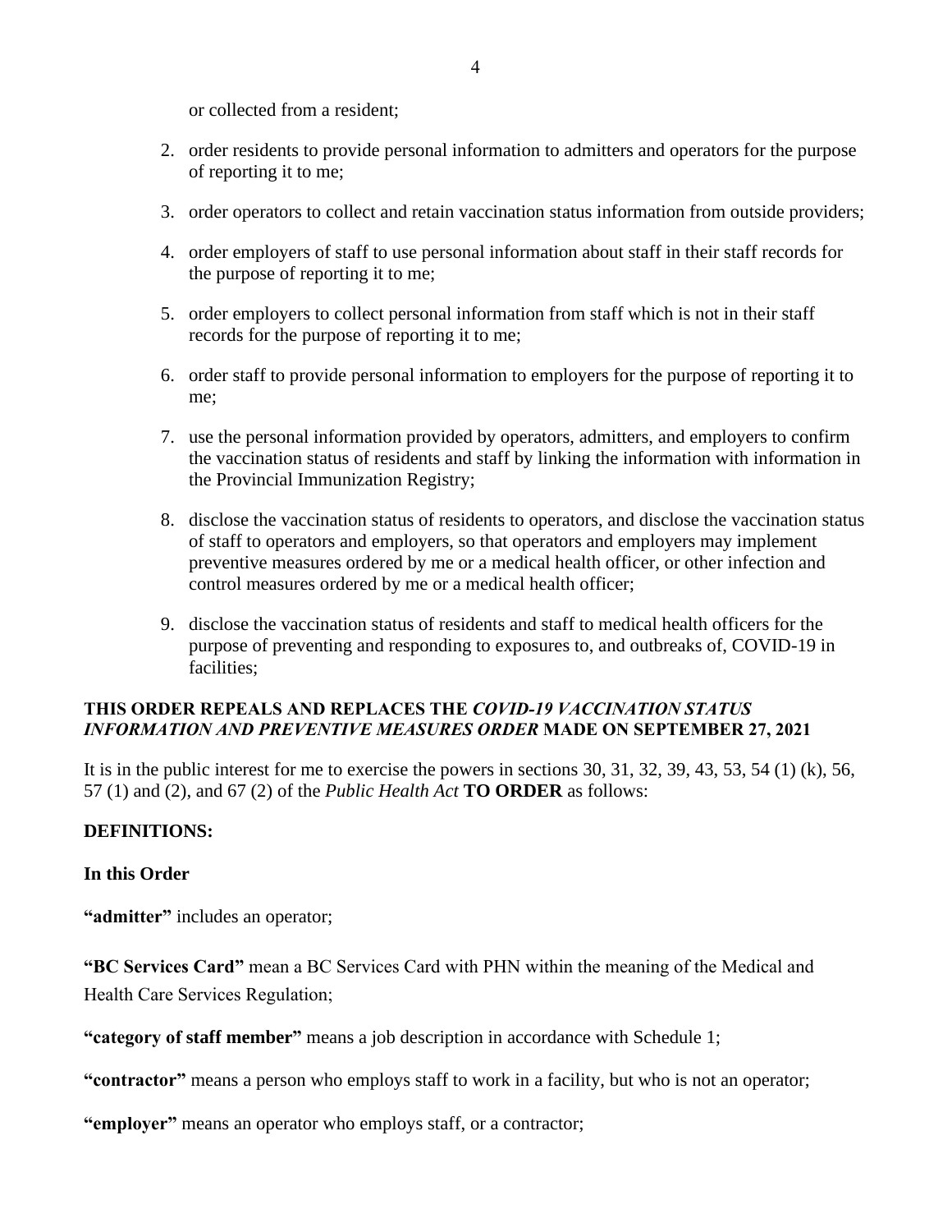or collected from a resident;

2. order residents to provide personal information to admitters and operators for the purpose of reporting it to me;

3. order operators to collect and retain vaccination status information from outside providers;

4. order employers of staff to use personal information about staff in their staff records for the purpose of reporting it to me;

5. order employers to collect personal information from staff which is not in their staff records for the purpose of reporting it to me;

6. order staff to provide personal information to employers for the purpose of reporting it to me;

7. use the personal information provided by operators, admitters, and employers to confirm the vaccination status of residents and staff by linking the information with information in the Provincial Immunization Registry;

8. disclose the vaccination status of residents to operators, and disclose the vaccination status of staff to operators and employers, so that operators and employers may implement preventive measures ordered by me or a medical health officer, or other infection and control measures ordered by me or a medical health officer;

9. disclose the vaccination status of residents and staff to medical health officers for the purpose of preventing and responding to exposures to, and outbreaks of, COVID-19 in facilities;

**THIS ORDER REPEALS AND REPLACES THE *COVID-19 VACCINATION STATUS INFORMATION AND PREVENTIVE MEASURES ORDER* MADE ON SEPTEMBER 27, 2021**

It is in the public interest for me to exercise the powers in sections 30, 31, 32, 39, 43, 53, 54 (1) (k), 56, 57 (1) and (2), and 67 (2) of the *Public Health Act* **TO ORDER** as follows:

**DEFINITIONS:**

**In this Order**

**"admitter"** includes an operator;

**"BC Services Card"** mean a BC Services Card with PHN within the meaning of the Medical and Health Care Services Regulation;

**"category of staff member"** means a job description in accordance with Schedule 1;

**"contractor"** means a person who employs staff to work in a facility, but who is not an operator;

**"employer"** means an operator who employs staff, or a contractor;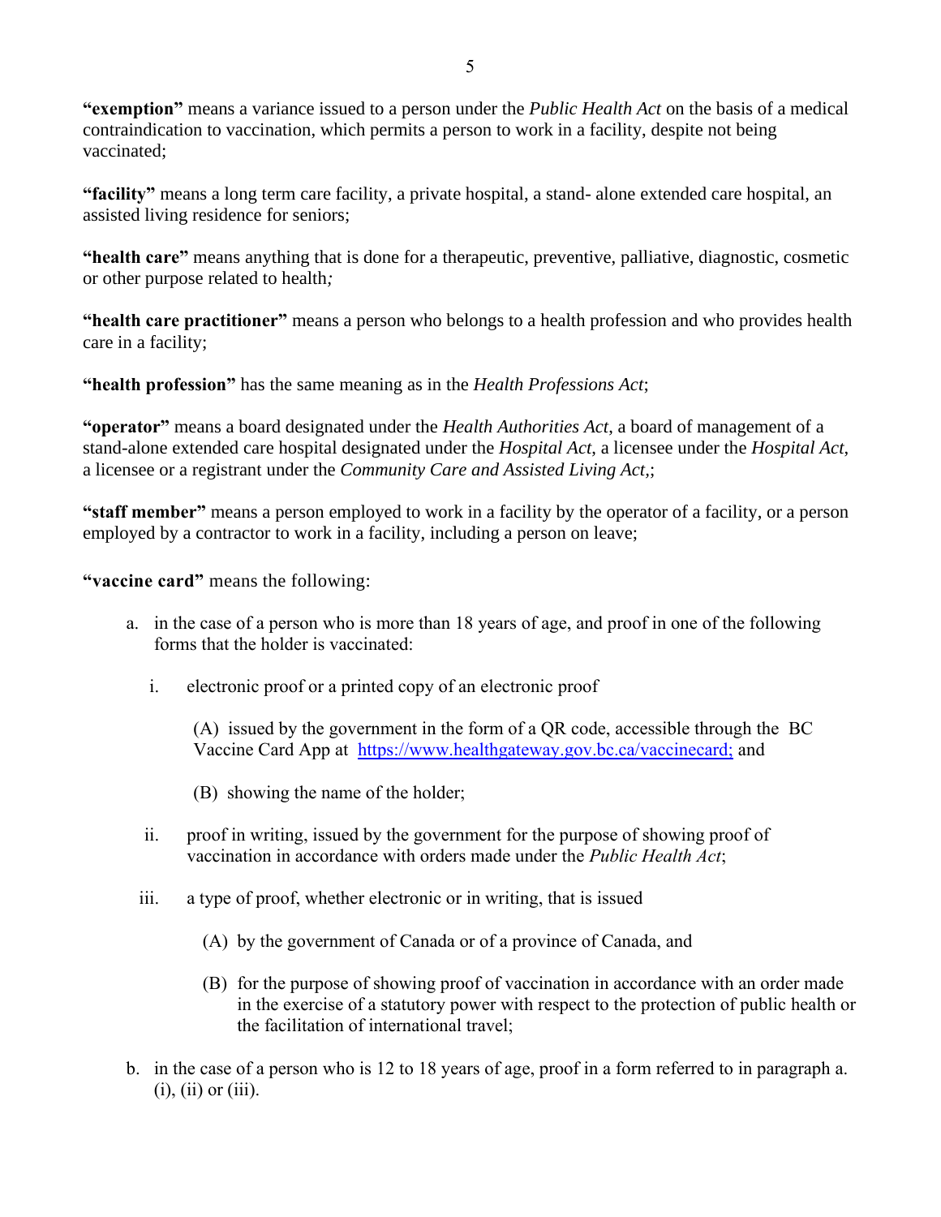**"exemption"** means a variance issued to a person under the *Public Health Act* on the basis of a medical contraindication to vaccination, which permits a person to work in a facility, despite not being vaccinated;

**"facility"** means a long term care facility, a private hospital, a stand- alone extended care hospital, an assisted living residence for seniors;

**"health care"** means anything that is done for a therapeutic, preventive, palliative, diagnostic, cosmetic or other purpose related to health*;*

**"health care practitioner"** means a person who belongs to a health profession and who provides health care in a facility;

**"health profession"** has the same meaning as in the *Health Professions Act*;

**"operator"** means a board designated under the *Health Authorities Act*, a board of management of a stand-alone extended care hospital designated under the *Hospital Act*, a licensee under the *Hospital Act*, a licensee or a registrant under the *Community Care and Assisted Living Act*,;

**"staff member"** means a person employed to work in a facility by the operator of a facility, or a person employed by a contractor to work in a facility, including a person on leave;

**"vaccine card"** means the following:

a. in the case of a person who is more than 18 years of age, and proof in one of the following forms that the holder is vaccinated:

   i. electronic proof or a printed copy of an electronic proof

      (A) issued by the government in the form of a QR code, accessible through the BC Vaccine Card App at [https://www.healthgateway.gov.bc.ca/vaccinecard;](https://www.healthgateway.gov.bc.ca/vaccinecard) and

      (B) showing the name of the holder;

   ii. proof in writing, issued by the government for the purpose of showing proof of vaccination in accordance with orders made under the *Public Health Act*;

   iii. a type of proof, whether electronic or in writing, that is issued

      (A) by the government of Canada or of a province of Canada, and

      (B) for the purpose of showing proof of vaccination in accordance with an order made in the exercise of a statutory power with respect to the protection of public health or the facilitation of international travel;

b. in the case of a person who is 12 to 18 years of age, proof in a form referred to in paragraph a. (i), (ii) or (iii).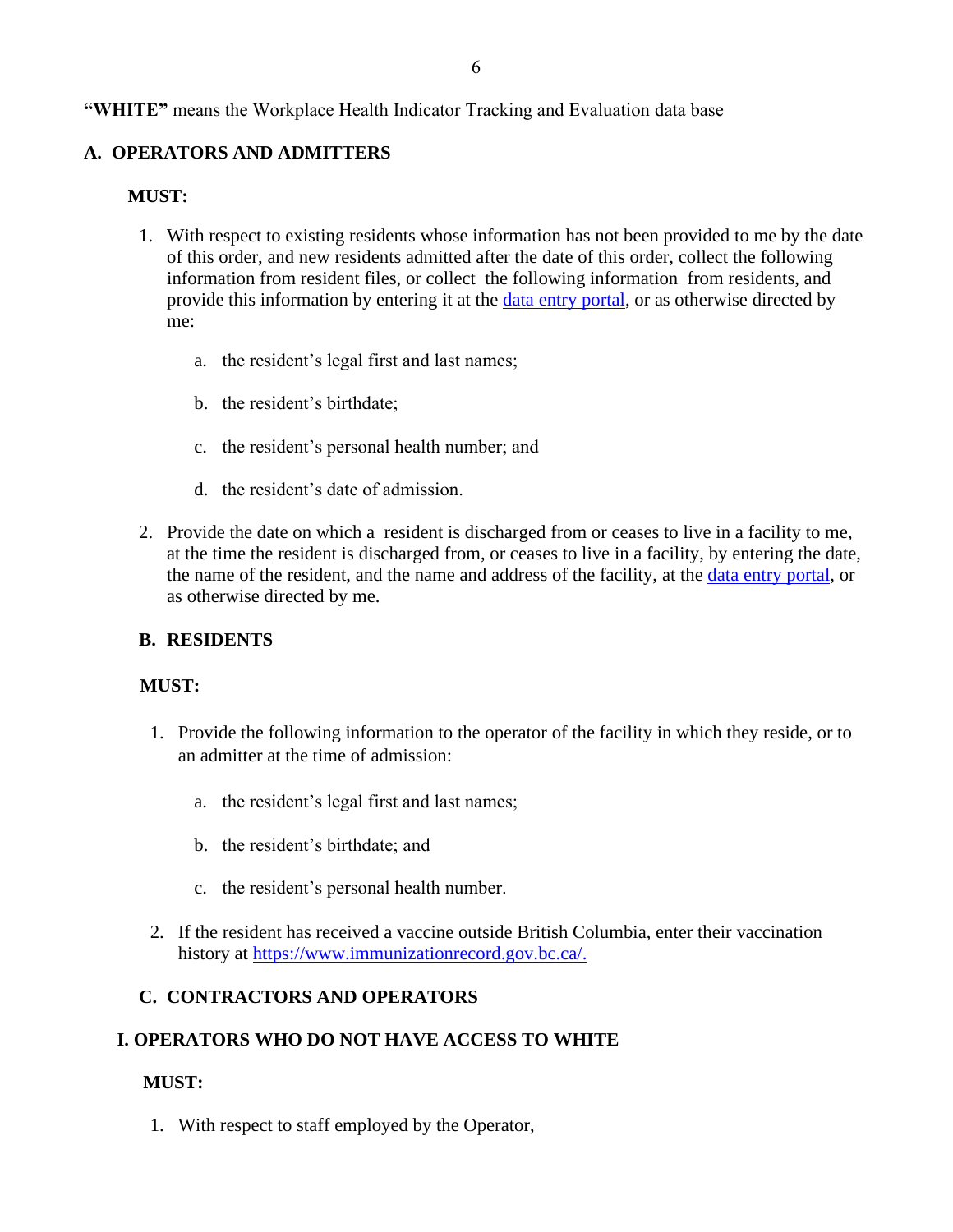**"WHITE"** means the Workplace Health Indicator Tracking and Evaluation data base

## A. OPERATORS AND ADMITTERS

**MUST:**

1. With respect to existing residents whose information has not been provided to me by the date of this order, and new residents admitted after the date of this order, collect the following information from resident files, or collect the following information from residents, and provide this information by entering it at the data entry portal, or as otherwise directed by me:

   a. the resident's legal first and last names;

   b. the resident's birthdate;

   c. the resident's personal health number; and

   d. the resident's date of admission.

2. Provide the date on which a resident is discharged from or ceases to live in a facility to me, at the time the resident is discharged from, or ceases to live in a facility, by entering the date, the name of the resident, and the name and address of the facility, at the data entry portal, or as otherwise directed by me.

## B. RESIDENTS

**MUST:**

1. Provide the following information to the operator of the facility in which they reside, or to an admitter at the time of admission:

   a. the resident's legal first and last names;

   b. the resident's birthdate; and

   c. the resident's personal health number.

2. If the resident has received a vaccine outside British Columbia, enter their vaccination history at https://www.immunizationrecord.gov.bc.ca/.

## C. CONTRACTORS AND OPERATORS

### I. OPERATORS WHO DO NOT HAVE ACCESS TO WHITE

**MUST:**

1. With respect to staff employed by the Operator,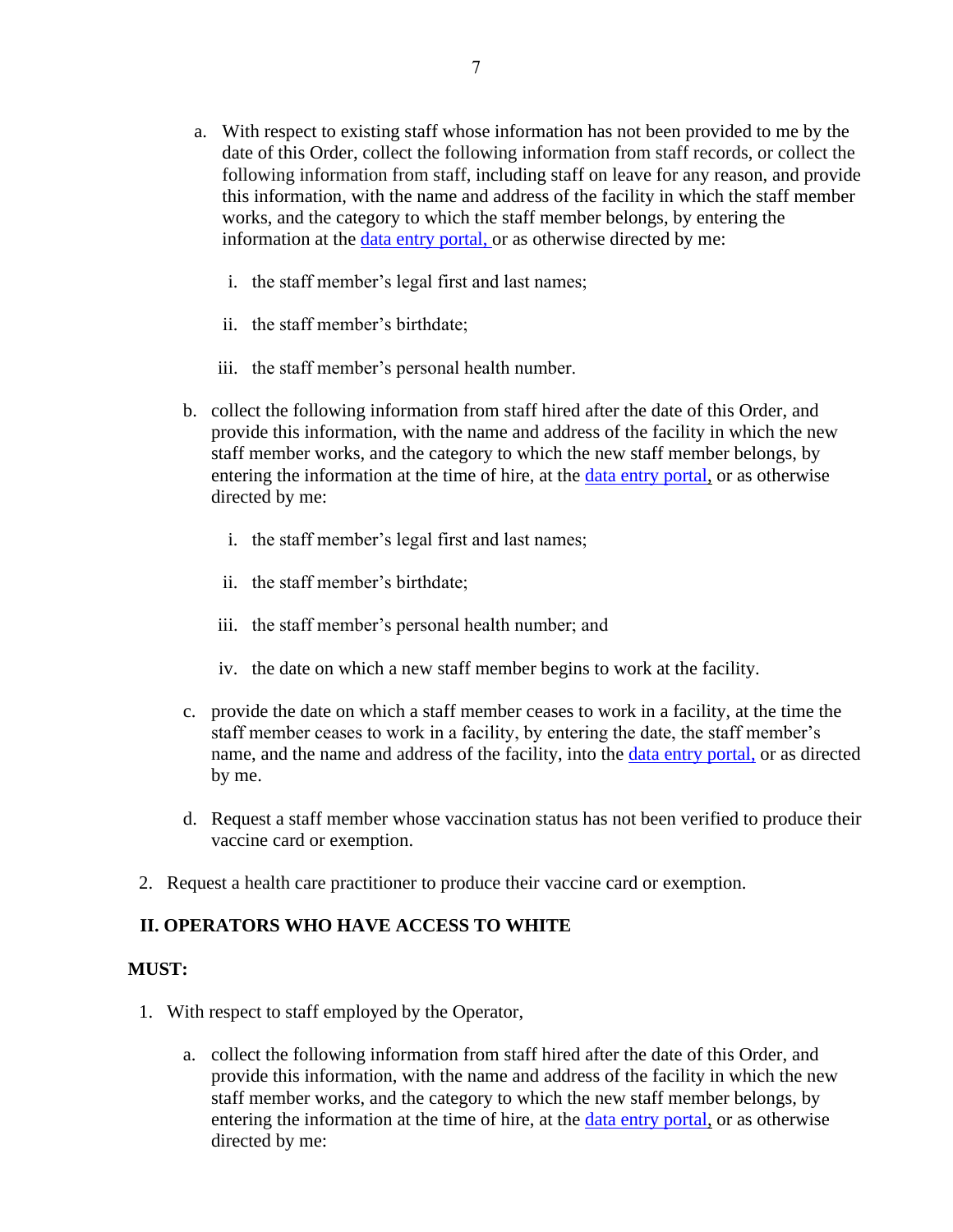a. With respect to existing staff whose information has not been provided to me by the date of this Order, collect the following information from staff records, or collect the following information from staff, including staff on leave for any reason, and provide this information, with the name and address of the facility in which the staff member works, and the category to which the staff member belongs, by entering the information at the data entry portal, or as otherwise directed by me:

   i. the staff member's legal first and last names;

   ii. the staff member's birthdate;

   iii. the staff member's personal health number.

b. collect the following information from staff hired after the date of this Order, and provide this information, with the name and address of the facility in which the new staff member works, and the category to which the new staff member belongs, by entering the information at the time of hire, at the data entry portal, or as otherwise directed by me:

   i. the staff member's legal first and last names;

   ii. the staff member's birthdate;

   iii. the staff member's personal health number; and

   iv. the date on which a new staff member begins to work at the facility.

c. provide the date on which a staff member ceases to work in a facility, at the time the staff member ceases to work in a facility, by entering the date, the staff member's name, and the name and address of the facility, into the data entry portal, or as directed by me.

d. Request a staff member whose vaccination status has not been verified to produce their vaccine card or exemption.

2. Request a health care practitioner to produce their vaccine card or exemption.

## II. OPERATORS WHO HAVE ACCESS TO WHITE

**MUST:**

1. With respect to staff employed by the Operator,

   a. collect the following information from staff hired after the date of this Order, and provide this information, with the name and address of the facility in which the new staff member works, and the category to which the new staff member belongs, by entering the information at the time of hire, at the data entry portal, or as otherwise directed by me: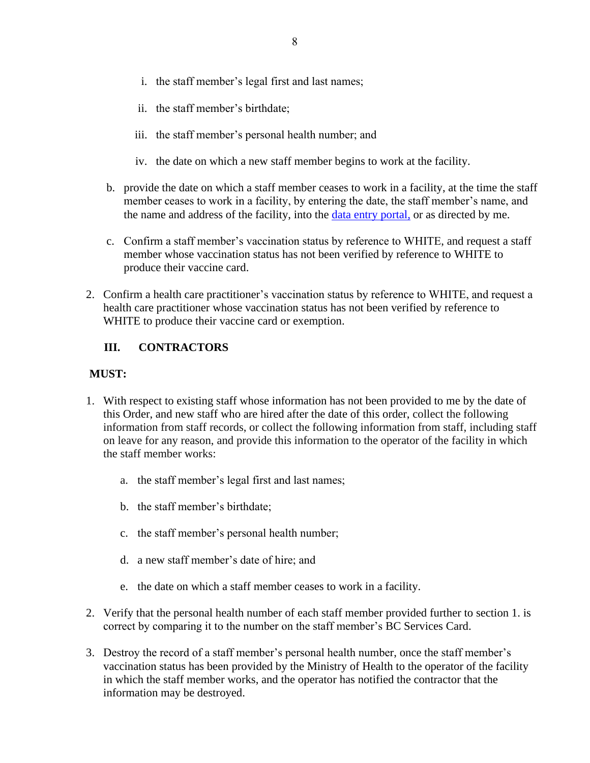i. the staff member's legal first and last names;

   ii. the staff member's birthdate;

   iii. the staff member's personal health number; and

   iv. the date on which a new staff member begins to work at the facility.

b. provide the date on which a staff member ceases to work in a facility, at the time the staff member ceases to work in a facility, by entering the date, the staff member's name, and the name and address of the facility, into the [data entry portal,](#) or as directed by me.

c. Confirm a staff member's vaccination status by reference to WHITE, and request a staff member whose vaccination status has not been verified by reference to WHITE to produce their vaccine card.

2. Confirm a health care practitioner's vaccination status by reference to WHITE, and request a health care practitioner whose vaccination status has not been verified by reference to WHITE to produce their vaccine card or exemption.

## III. CONTRACTORS

**MUST:**

1. With respect to existing staff whose information has not been provided to me by the date of this Order, and new staff who are hired after the date of this order, collect the following information from staff records, or collect the following information from staff, including staff on leave for any reason, and provide this information to the operator of the facility in which the staff member works:

   a. the staff member's legal first and last names;

   b. the staff member's birthdate;

   c. the staff member's personal health number;

   d. a new staff member's date of hire; and

   e. the date on which a staff member ceases to work in a facility.

2. Verify that the personal health number of each staff member provided further to section 1. is correct by comparing it to the number on the staff member's BC Services Card.

3. Destroy the record of a staff member's personal health number, once the staff member's vaccination status has been provided by the Ministry of Health to the operator of the facility in which the staff member works, and the operator has notified the contractor that the information may be destroyed.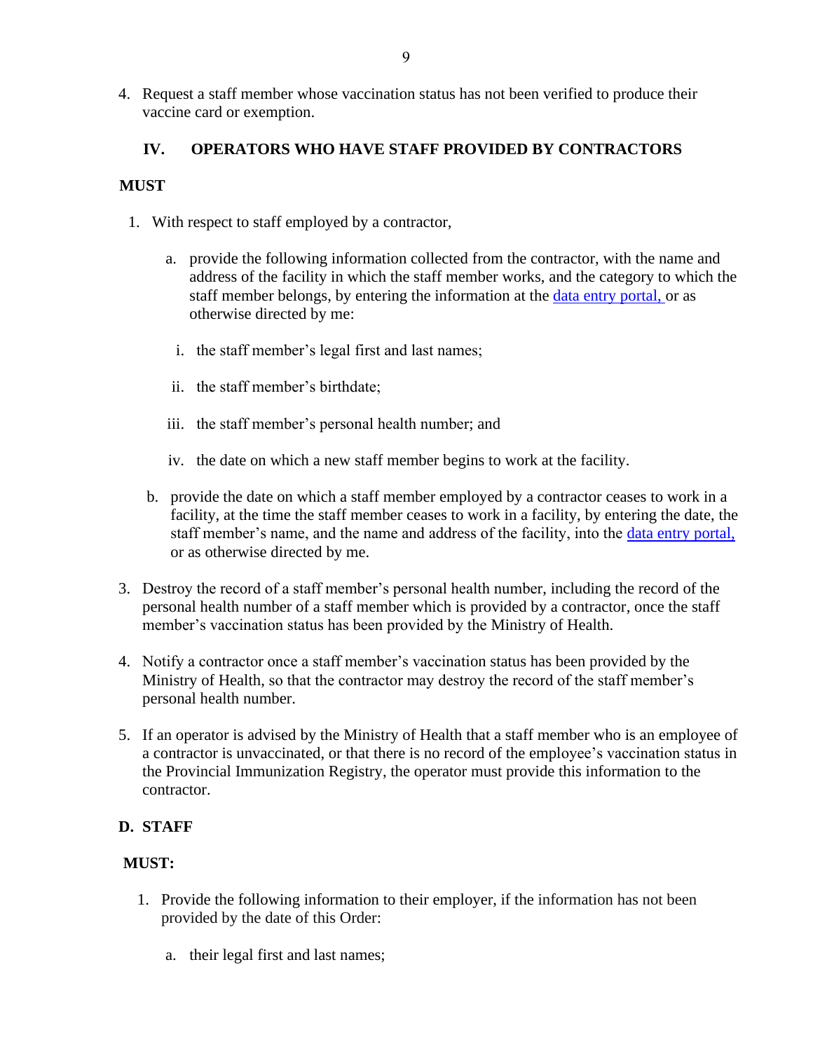4. Request a staff member whose vaccination status has not been verified to produce their vaccine card or exemption.

### IV. OPERATORS WHO HAVE STAFF PROVIDED BY CONTRACTORS

**MUST**

1. With respect to staff employed by a contractor,

   a. provide the following information collected from the contractor, with the name and address of the facility in which the staff member works, and the category to which the staff member belongs, by entering the information at the data entry portal, or as otherwise directed by me:

      i. the staff member's legal first and last names;

      ii. the staff member's birthdate;

      iii. the staff member's personal health number; and

      iv. the date on which a new staff member begins to work at the facility.

   b. provide the date on which a staff member employed by a contractor ceases to work in a facility, at the time the staff member ceases to work in a facility, by entering the date, the staff member's name, and the name and address of the facility, into the data entry portal, or as otherwise directed by me.

3. Destroy the record of a staff member's personal health number, including the record of the personal health number of a staff member which is provided by a contractor, once the staff member's vaccination status has been provided by the Ministry of Health.

4. Notify a contractor once a staff member's vaccination status has been provided by the Ministry of Health, so that the contractor may destroy the record of the staff member's personal health number.

5. If an operator is advised by the Ministry of Health that a staff member who is an employee of a contractor is unvaccinated, or that there is no record of the employee's vaccination status in the Provincial Immunization Registry, the operator must provide this information to the contractor.

## D. STAFF

**MUST:**

1. Provide the following information to their employer, if the information has not been provided by the date of this Order:

   a. their legal first and last names;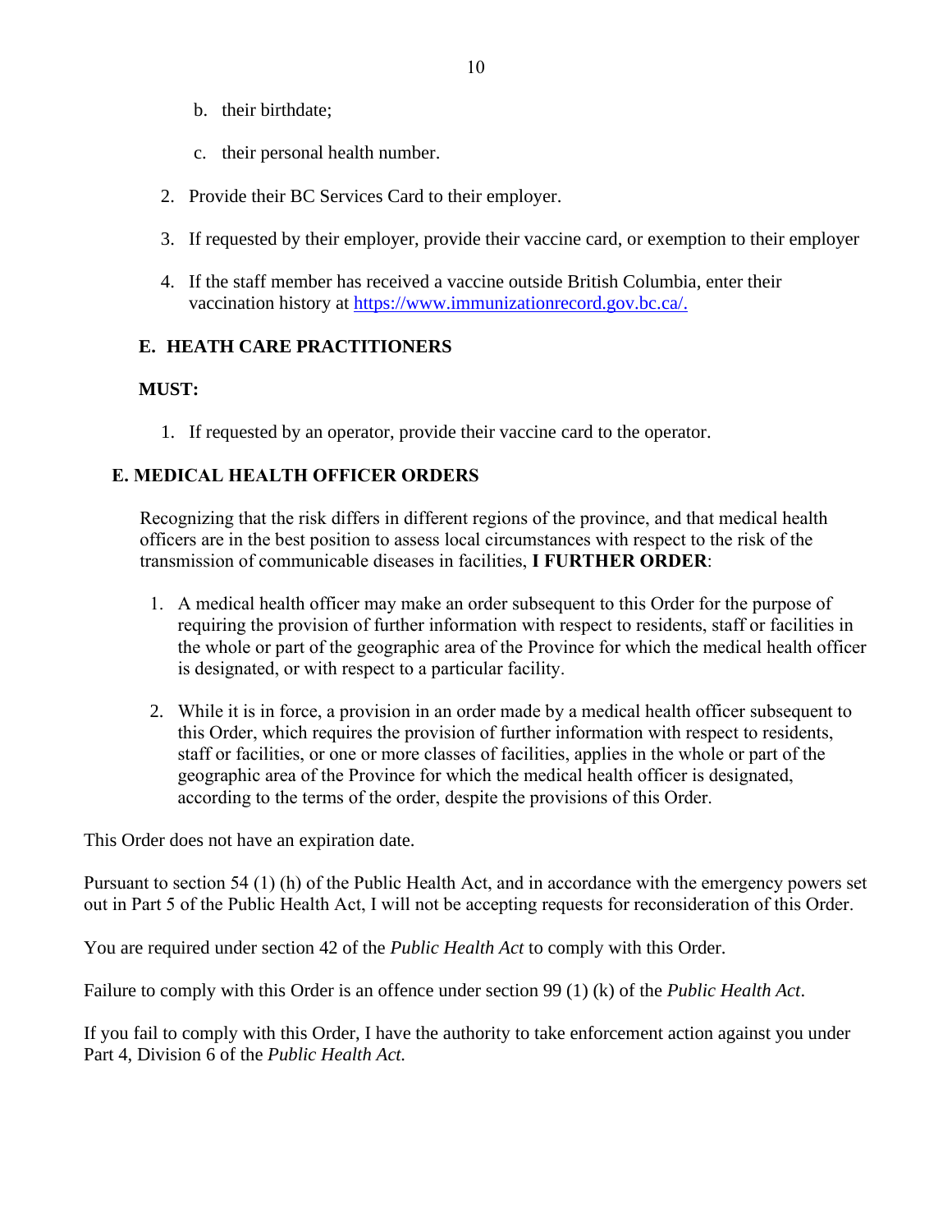b. their birthdate;

   c. their personal health number.

2. Provide their BC Services Card to their employer.

3. If requested by their employer, provide their vaccine card, or exemption to their employer

4. If the staff member has received a vaccine outside British Columbia, enter their vaccination history at https://www.immunizationrecord.gov.bc.ca/.

### E. HEATH CARE PRACTITIONERS

**MUST:**

1. If requested by an operator, provide their vaccine card to the operator.

### E. MEDICAL HEALTH OFFICER ORDERS

Recognizing that the risk differs in different regions of the province, and that medical health officers are in the best position to assess local circumstances with respect to the risk of the transmission of communicable diseases in facilities, **I FURTHER ORDER**:

1. A medical health officer may make an order subsequent to this Order for the purpose of requiring the provision of further information with respect to residents, staff or facilities in the whole or part of the geographic area of the Province for which the medical health officer is designated, or with respect to a particular facility.

2. While it is in force, a provision in an order made by a medical health officer subsequent to this Order, which requires the provision of further information with respect to residents, staff or facilities, or one or more classes of facilities, applies in the whole or part of the geographic area of the Province for which the medical health officer is designated, according to the terms of the order, despite the provisions of this Order.

This Order does not have an expiration date.

Pursuant to section 54 (1) (h) of the Public Health Act, and in accordance with the emergency powers set out in Part 5 of the Public Health Act, I will not be accepting requests for reconsideration of this Order.

You are required under section 42 of the *Public Health Act* to comply with this Order.

Failure to comply with this Order is an offence under section 99 (1) (k) of the *Public Health Act*.

If you fail to comply with this Order, I have the authority to take enforcement action against you under Part 4, Division 6 of the *Public Health Act.*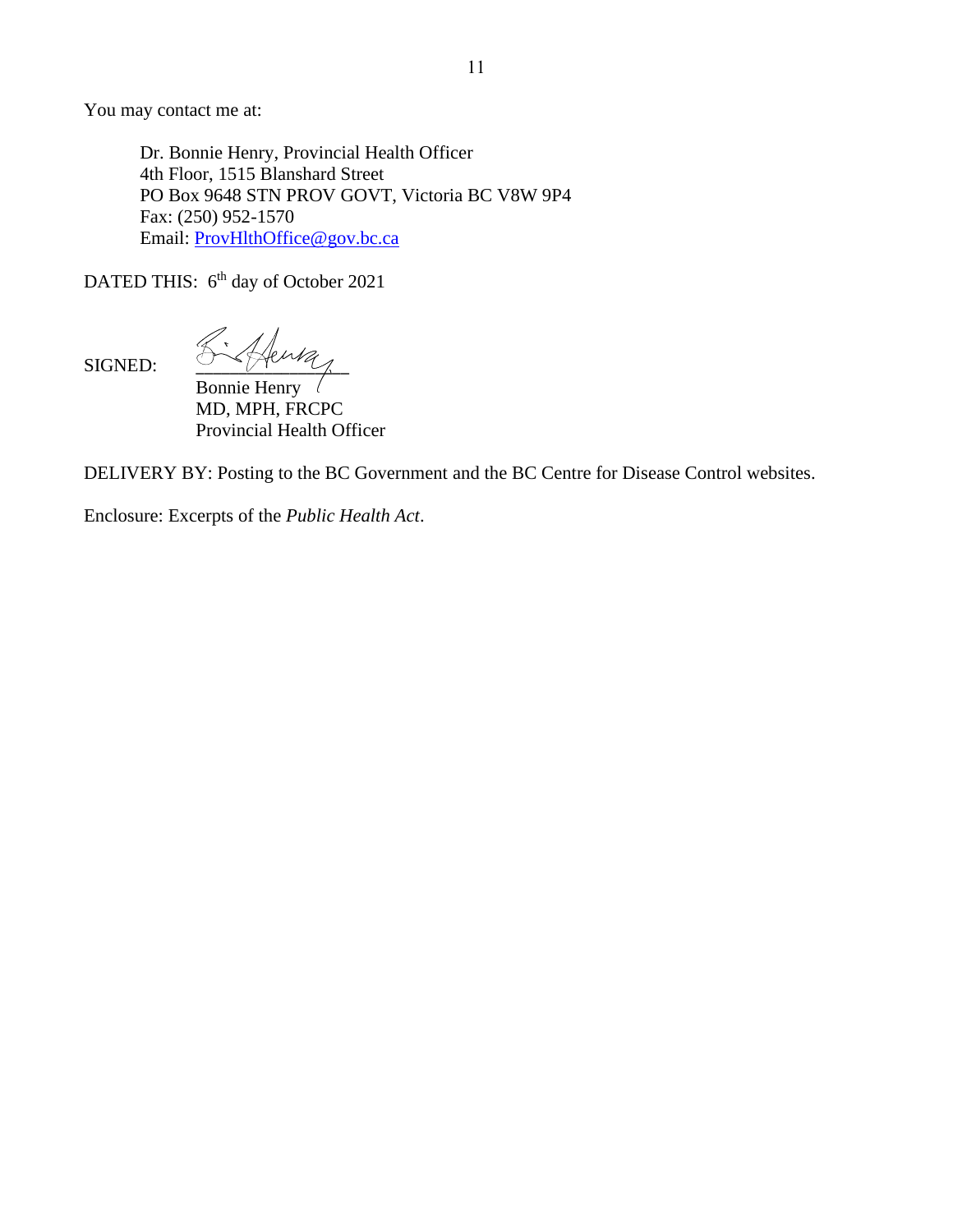You may contact me at:

Dr. Bonnie Henry, Provincial Health Officer
4th Floor, 1515 Blanshard Street
PO Box 9648 STN PROV GOVT, Victoria BC V8W 9P4
Fax: (250) 952-1570
Email: ProvHlthOffice@gov.bc.ca

DATED THIS: 6th day of October 2021

SIGNED: ______________________
Bonnie Henry
MD, MPH, FRCPC
Provincial Health Officer

DELIVERY BY: Posting to the BC Government and the BC Centre for Disease Control websites.

Enclosure: Excerpts of the *Public Health Act*.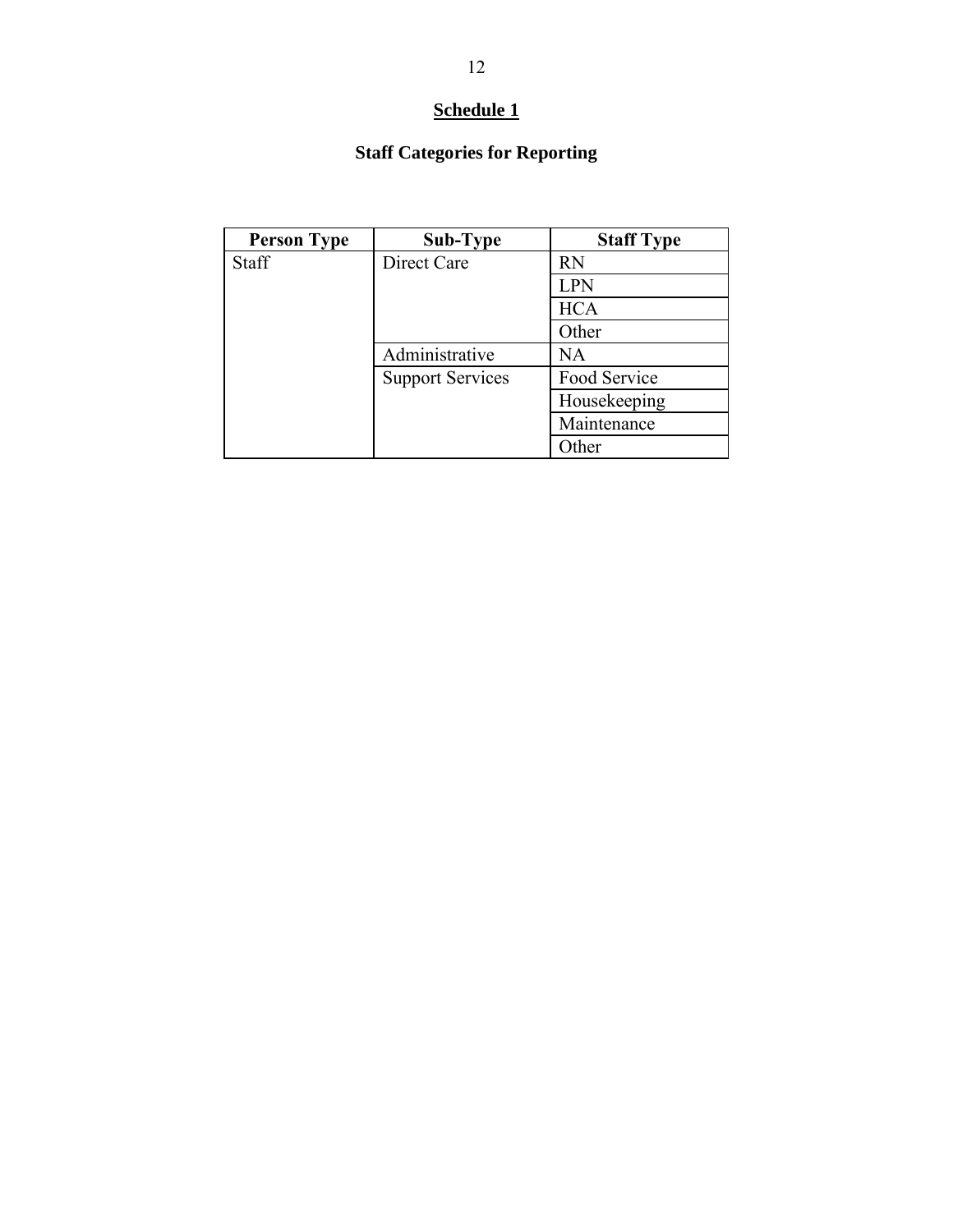## Schedule 1

### Staff Categories for Reporting

| Person Type | Sub-Type | Staff Type |
|---|---|---|
| Staff | Direct Care | RN |
| | | LPN |
| | | HCA |
| | | Other |
| | Administrative | NA |
| | Support Services | Food Service |
| | | Housekeeping |
| | | Maintenance |
| | | Other |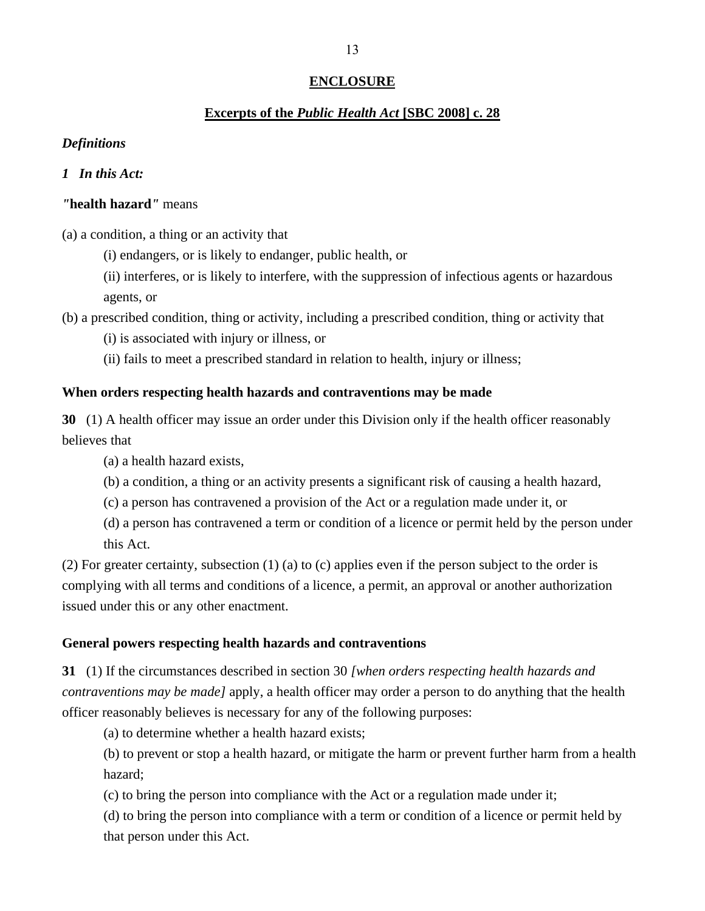**ENCLOSURE**

**Excerpts of the *Public Health Act* [SBC 2008] c. 28**

***Definitions***

***1 In this Act:***

*"***health hazard***"* means

(a) a condition, a thing or an activity that

(i) endangers, or is likely to endanger, public health, or

(ii) interferes, or is likely to interfere, with the suppression of infectious agents or hazardous agents, or

(b) a prescribed condition, thing or activity, including a prescribed condition, thing or activity that

(i) is associated with injury or illness, or

(ii) fails to meet a prescribed standard in relation to health, injury or illness;

**When orders respecting health hazards and contraventions may be made**

**30** (1) A health officer may issue an order under this Division only if the health officer reasonably believes that

(a) a health hazard exists,

(b) a condition, a thing or an activity presents a significant risk of causing a health hazard,

(c) a person has contravened a provision of the Act or a regulation made under it, or

(d) a person has contravened a term or condition of a licence or permit held by the person under this Act.

(2) For greater certainty, subsection (1) (a) to (c) applies even if the person subject to the order is complying with all terms and conditions of a licence, a permit, an approval or another authorization issued under this or any other enactment.

**General powers respecting health hazards and contraventions**

**31** (1) If the circumstances described in section 30 *[when orders respecting health hazards and contraventions may be made]* apply, a health officer may order a person to do anything that the health officer reasonably believes is necessary for any of the following purposes:

(a) to determine whether a health hazard exists;

(b) to prevent or stop a health hazard, or mitigate the harm or prevent further harm from a health hazard;

(c) to bring the person into compliance with the Act or a regulation made under it;

(d) to bring the person into compliance with a term or condition of a licence or permit held by that person under this Act.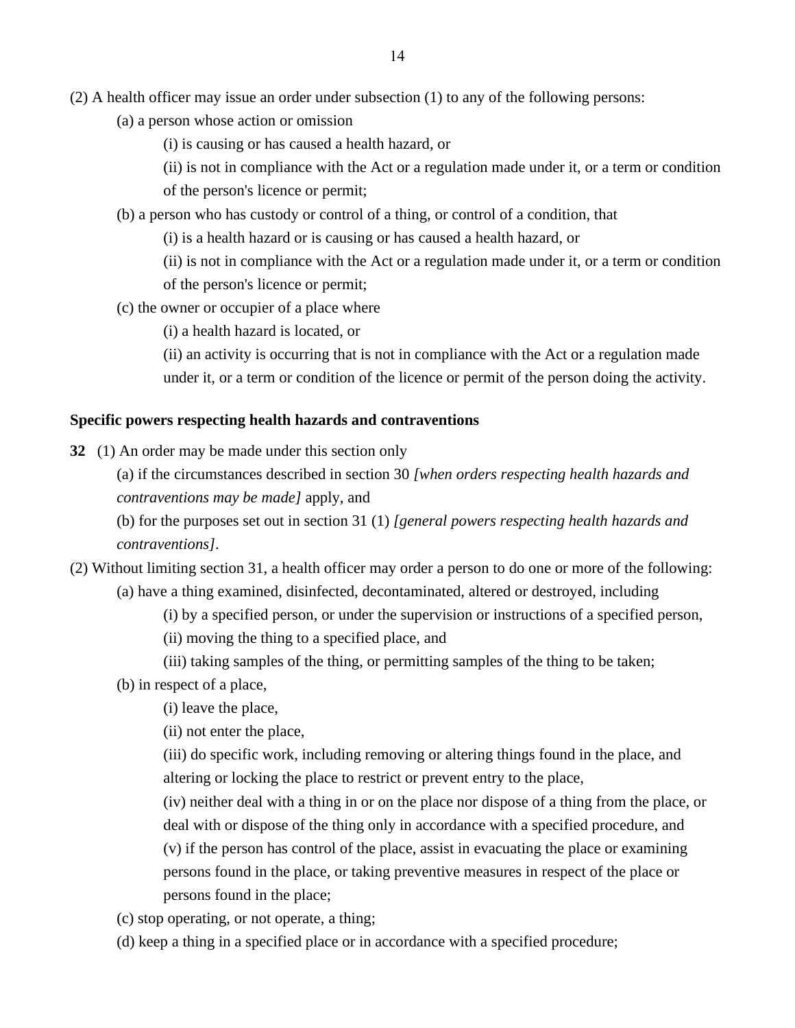(2) A health officer may issue an order under subsection (1) to any of the following persons:

(a) a person whose action or omission

(i) is causing or has caused a health hazard, or

(ii) is not in compliance with the Act or a regulation made under it, or a term or condition of the person's licence or permit;

(b) a person who has custody or control of a thing, or control of a condition, that

(i) is a health hazard or is causing or has caused a health hazard, or

(ii) is not in compliance with the Act or a regulation made under it, or a term or condition of the person's licence or permit;

(c) the owner or occupier of a place where

(i) a health hazard is located, or

(ii) an activity is occurring that is not in compliance with the Act or a regulation made under it, or a term or condition of the licence or permit of the person doing the activity.

**Specific powers respecting health hazards and contraventions**

**32** (1) An order may be made under this section only

(a) if the circumstances described in section 30 *[when orders respecting health hazards and contraventions may be made]* apply, and

(b) for the purposes set out in section 31 (1) *[general powers respecting health hazards and contraventions]*.

(2) Without limiting section 31, a health officer may order a person to do one or more of the following:

(a) have a thing examined, disinfected, decontaminated, altered or destroyed, including

(i) by a specified person, or under the supervision or instructions of a specified person,

(ii) moving the thing to a specified place, and

(iii) taking samples of the thing, or permitting samples of the thing to be taken;

(b) in respect of a place,

(i) leave the place,

(ii) not enter the place,

(iii) do specific work, including removing or altering things found in the place, and altering or locking the place to restrict or prevent entry to the place,

(iv) neither deal with a thing in or on the place nor dispose of a thing from the place, or deal with or dispose of the thing only in accordance with a specified procedure, and

(v) if the person has control of the place, assist in evacuating the place or examining persons found in the place, or taking preventive measures in respect of the place or persons found in the place;

(c) stop operating, or not operate, a thing;

(d) keep a thing in a specified place or in accordance with a specified procedure;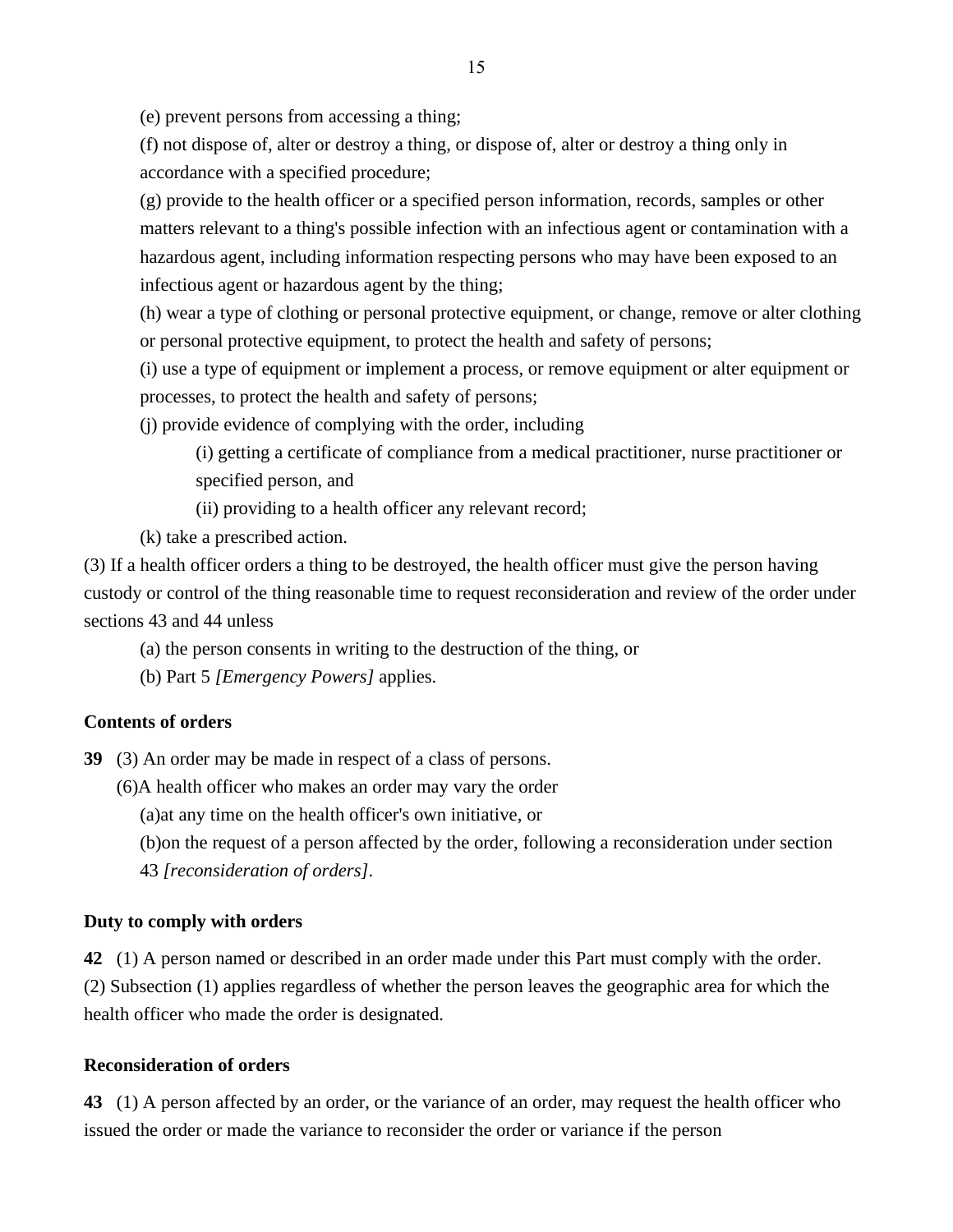(e) prevent persons from accessing a thing;

(f) not dispose of, alter or destroy a thing, or dispose of, alter or destroy a thing only in accordance with a specified procedure;

(g) provide to the health officer or a specified person information, records, samples or other matters relevant to a thing's possible infection with an infectious agent or contamination with a hazardous agent, including information respecting persons who may have been exposed to an infectious agent or hazardous agent by the thing;

(h) wear a type of clothing or personal protective equipment, or change, remove or alter clothing or personal protective equipment, to protect the health and safety of persons;

(i) use a type of equipment or implement a process, or remove equipment or alter equipment or processes, to protect the health and safety of persons;

(j) provide evidence of complying with the order, including

(i) getting a certificate of compliance from a medical practitioner, nurse practitioner or specified person, and

(ii) providing to a health officer any relevant record;

(k) take a prescribed action.

(3) If a health officer orders a thing to be destroyed, the health officer must give the person having custody or control of the thing reasonable time to request reconsideration and review of the order under sections 43 and 44 unless

(a) the person consents in writing to the destruction of the thing, or

(b) Part 5 *[Emergency Powers]* applies.

**Contents of orders**

**39** (3) An order may be made in respect of a class of persons.

(6)A health officer who makes an order may vary the order

(a)at any time on the health officer's own initiative, or

(b)on the request of a person affected by the order, following a reconsideration under section 43 *[reconsideration of orders]*.

**Duty to comply with orders**

**42** (1) A person named or described in an order made under this Part must comply with the order.

(2) Subsection (1) applies regardless of whether the person leaves the geographic area for which the health officer who made the order is designated.

**Reconsideration of orders**

**43** (1) A person affected by an order, or the variance of an order, may request the health officer who issued the order or made the variance to reconsider the order or variance if the person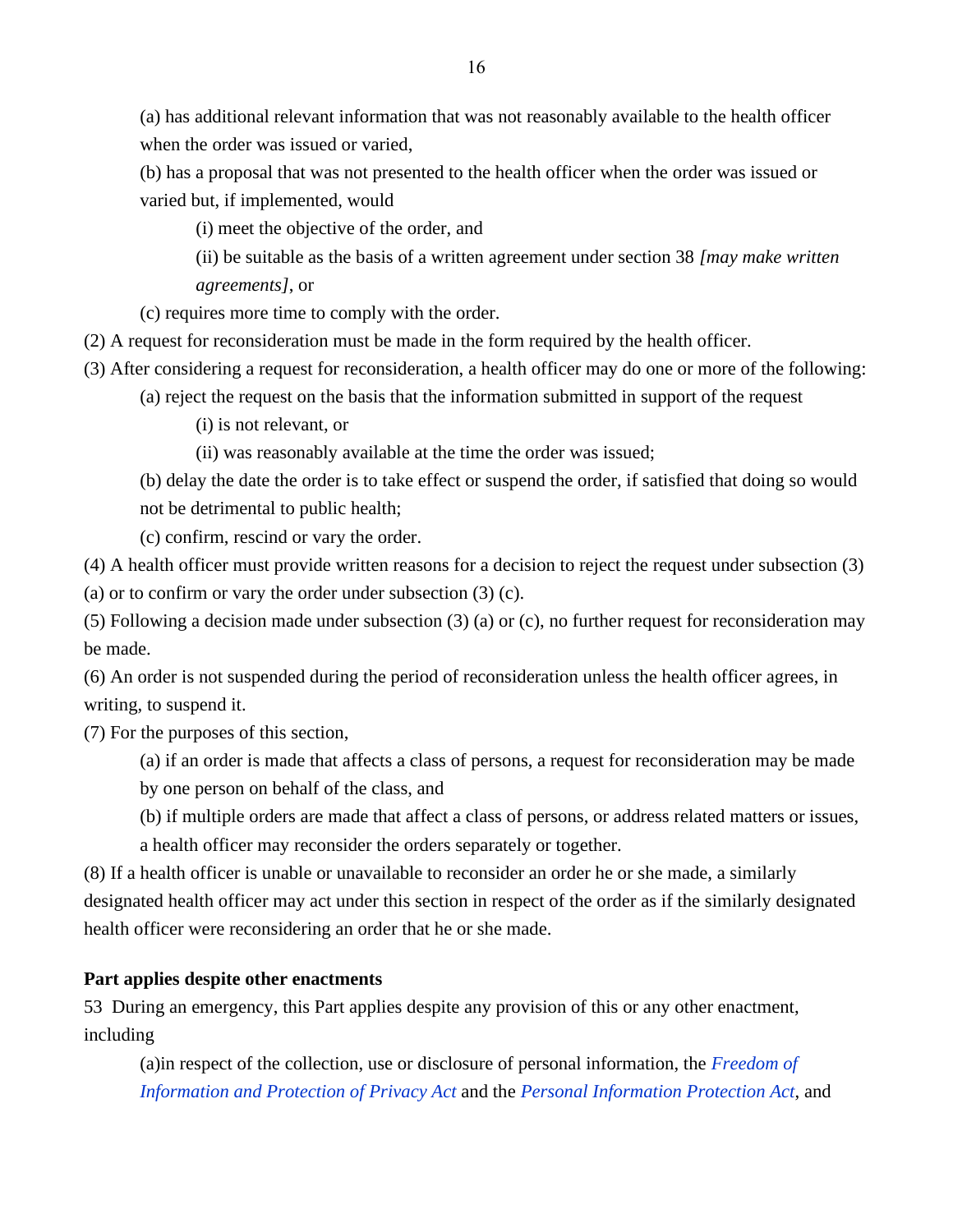(a) has additional relevant information that was not reasonably available to the health officer when the order was issued or varied,

(b) has a proposal that was not presented to the health officer when the order was issued or varied but, if implemented, would

(i) meet the objective of the order, and

(ii) be suitable as the basis of a written agreement under section 38 *[may make written agreements]*, or

(c) requires more time to comply with the order.

(2) A request for reconsideration must be made in the form required by the health officer.

(3) After considering a request for reconsideration, a health officer may do one or more of the following:

(a) reject the request on the basis that the information submitted in support of the request

(i) is not relevant, or

(ii) was reasonably available at the time the order was issued;

(b) delay the date the order is to take effect or suspend the order, if satisfied that doing so would not be detrimental to public health;

(c) confirm, rescind or vary the order.

(4) A health officer must provide written reasons for a decision to reject the request under subsection (3) (a) or to confirm or vary the order under subsection (3) (c).

(5) Following a decision made under subsection (3) (a) or (c), no further request for reconsideration may be made.

(6) An order is not suspended during the period of reconsideration unless the health officer agrees, in writing, to suspend it.

(7) For the purposes of this section,

(a) if an order is made that affects a class of persons, a request for reconsideration may be made by one person on behalf of the class, and

(b) if multiple orders are made that affect a class of persons, or address related matters or issues, a health officer may reconsider the orders separately or together.

(8) If a health officer is unable or unavailable to reconsider an order he or she made, a similarly designated health officer may act under this section in respect of the order as if the similarly designated health officer were reconsidering an order that he or she made.

**Part applies despite other enactments**

53 During an emergency, this Part applies despite any provision of this or any other enactment, including

(a)in respect of the collection, use or disclosure of personal information, the *Freedom of Information and Protection of Privacy Act* and the *Personal Information Protection Act*, and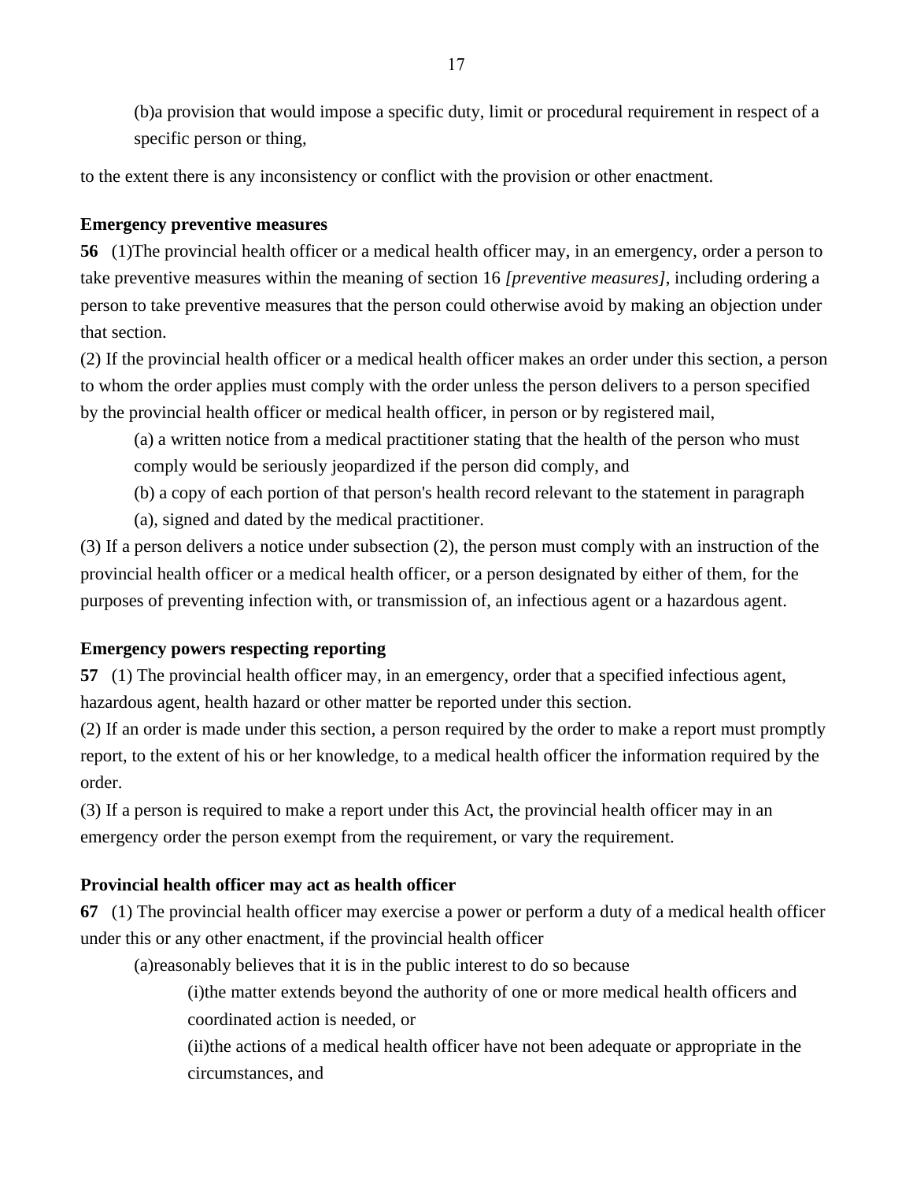(b)a provision that would impose a specific duty, limit or procedural requirement in respect of a specific person or thing,

to the extent there is any inconsistency or conflict with the provision or other enactment.

**Emergency preventive measures**

**56** (1)The provincial health officer or a medical health officer may, in an emergency, order a person to take preventive measures within the meaning of section 16 *[preventive measures]*, including ordering a person to take preventive measures that the person could otherwise avoid by making an objection under that section.

(2) If the provincial health officer or a medical health officer makes an order under this section, a person to whom the order applies must comply with the order unless the person delivers to a person specified by the provincial health officer or medical health officer, in person or by registered mail,

(a) a written notice from a medical practitioner stating that the health of the person who must comply would be seriously jeopardized if the person did comply, and

(b) a copy of each portion of that person's health record relevant to the statement in paragraph (a), signed and dated by the medical practitioner.

(3) If a person delivers a notice under subsection (2), the person must comply with an instruction of the provincial health officer or a medical health officer, or a person designated by either of them, for the purposes of preventing infection with, or transmission of, an infectious agent or a hazardous agent.

**Emergency powers respecting reporting**

**57** (1) The provincial health officer may, in an emergency, order that a specified infectious agent, hazardous agent, health hazard or other matter be reported under this section.

(2) If an order is made under this section, a person required by the order to make a report must promptly report, to the extent of his or her knowledge, to a medical health officer the information required by the order.

(3) If a person is required to make a report under this Act, the provincial health officer may in an emergency order the person exempt from the requirement, or vary the requirement.

**Provincial health officer may act as health officer**

**67** (1) The provincial health officer may exercise a power or perform a duty of a medical health officer under this or any other enactment, if the provincial health officer

(a)reasonably believes that it is in the public interest to do so because

(i)the matter extends beyond the authority of one or more medical health officers and coordinated action is needed, or

(ii)the actions of a medical health officer have not been adequate or appropriate in the circumstances, and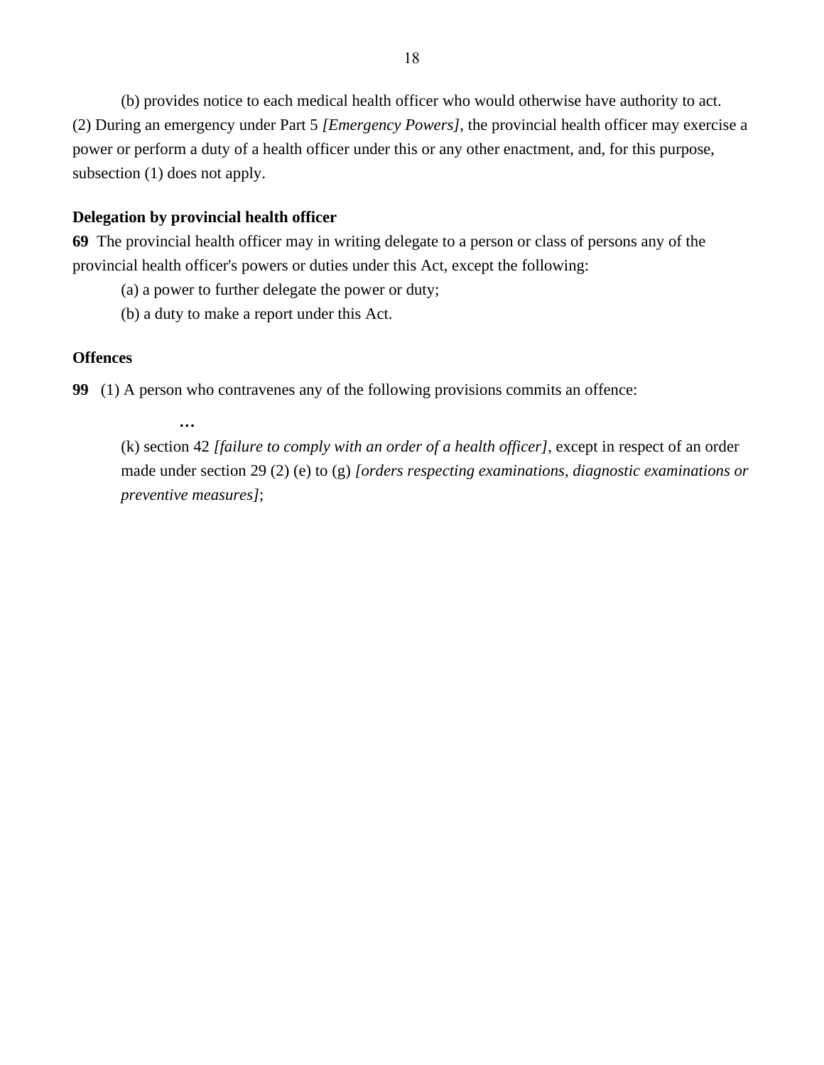(b) provides notice to each medical health officer who would otherwise have authority to act.

(2) During an emergency under Part 5 *[Emergency Powers]*, the provincial health officer may exercise a power or perform a duty of a health officer under this or any other enactment, and, for this purpose, subsection (1) does not apply.

**Delegation by provincial health officer**

**69** The provincial health officer may in writing delegate to a person or class of persons any of the provincial health officer's powers or duties under this Act, except the following:

(a) a power to further delegate the power or duty;

(b) a duty to make a report under this Act.

**Offences**

**99** (1) A person who contravenes any of the following provisions commits an offence:

**…**

(k) section 42 *[failure to comply with an order of a health officer]*, except in respect of an order made under section 29 (2) (e) to (g) *[orders respecting examinations, diagnostic examinations or preventive measures]*;